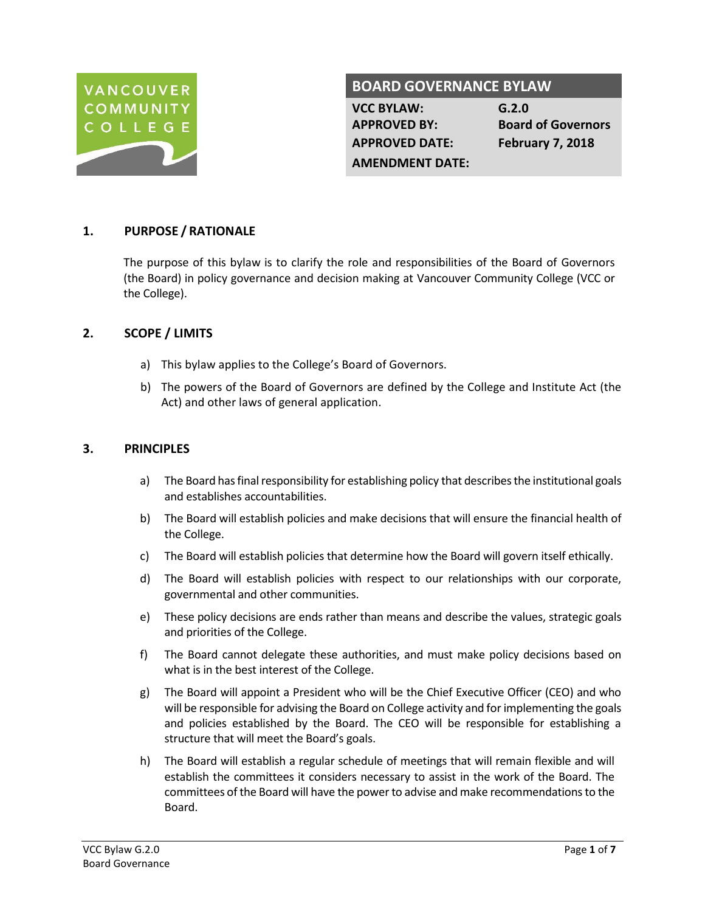VANCOUVER COMMUNITY COLLEGE

# BOARD GOVERNANCE BYLAW

| | |
|---|---|
| **VCC BYLAW:** | **G.2.0** |
| **APPROVED BY:** | **Board of Governors** |
| **APPROVED DATE:** | **February 7, 2018** |
| **AMENDMENT DATE:** | |

## 1. PURPOSE / RATIONALE

The purpose of this bylaw is to clarify the role and responsibilities of the Board of Governors (the Board) in policy governance and decision making at Vancouver Community College (VCC or the College).

## 2. SCOPE / LIMITS

a) This bylaw applies to the College's Board of Governors.

b) The powers of the Board of Governors are defined by the College and Institute Act (the Act) and other laws of general application.

## 3. PRINCIPLES

a) The Board has final responsibility for establishing policy that describes the institutional goals and establishes accountabilities.

b) The Board will establish policies and make decisions that will ensure the financial health of the College.

c) The Board will establish policies that determine how the Board will govern itself ethically.

d) The Board will establish policies with respect to our relationships with our corporate, governmental and other communities.

e) These policy decisions are ends rather than means and describe the values, strategic goals and priorities of the College.

f) The Board cannot delegate these authorities, and must make policy decisions based on what is in the best interest of the College.

g) The Board will appoint a President who will be the Chief Executive Officer (CEO) and who will be responsible for advising the Board on College activity and for implementing the goals and policies established by the Board. The CEO will be responsible for establishing a structure that will meet the Board's goals.

h) The Board will establish a regular schedule of meetings that will remain flexible and will establish the committees it considers necessary to assist in the work of the Board. The committees of the Board will have the power to advise and make recommendations to the Board.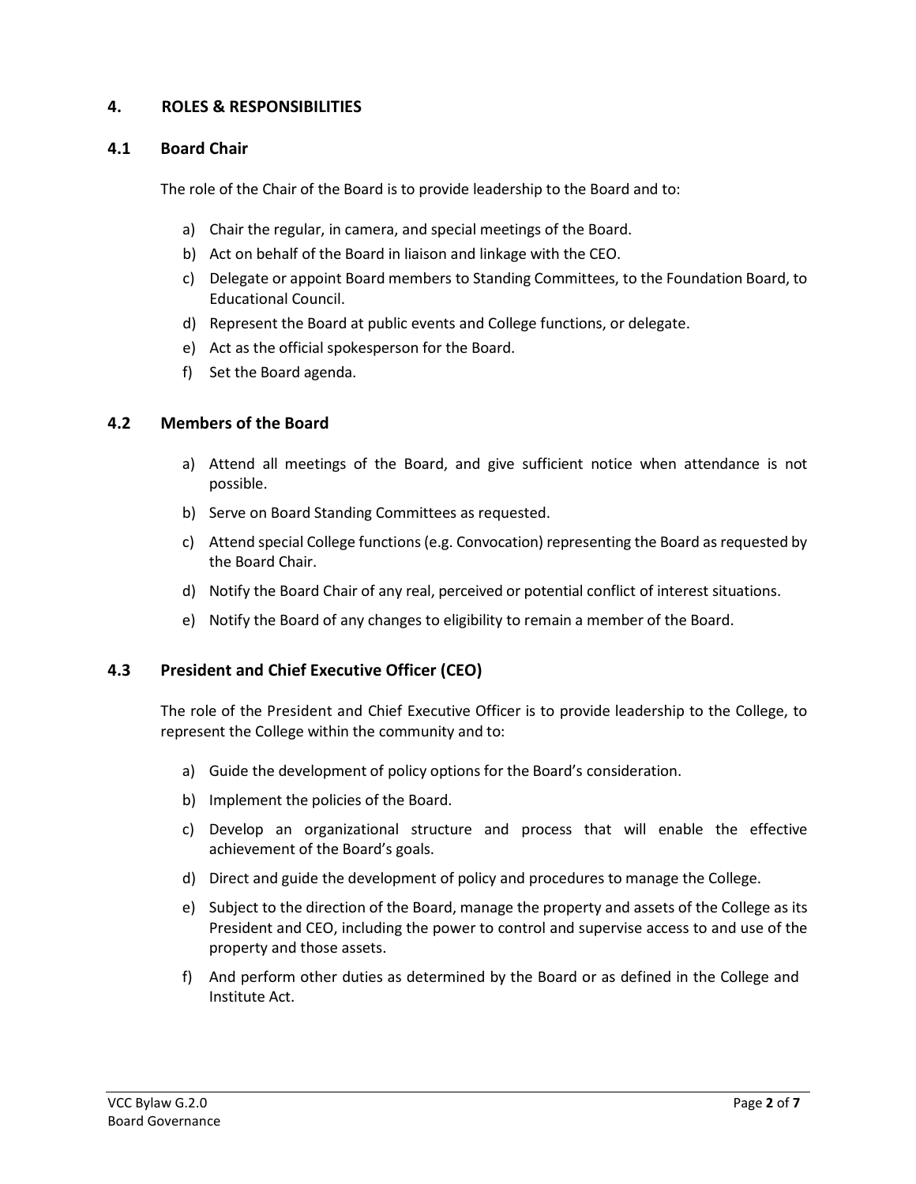## 4. ROLES & RESPONSIBILITIES

### 4.1 Board Chair

The role of the Chair of the Board is to provide leadership to the Board and to:

a) Chair the regular, in camera, and special meetings of the Board.
b) Act on behalf of the Board in liaison and linkage with the CEO.
c) Delegate or appoint Board members to Standing Committees, to the Foundation Board, to Educational Council.
d) Represent the Board at public events and College functions, or delegate.
e) Act as the official spokesperson for the Board.
f) Set the Board agenda.

### 4.2 Members of the Board

a) Attend all meetings of the Board, and give sufficient notice when attendance is not possible.
b) Serve on Board Standing Committees as requested.
c) Attend special College functions (e.g. Convocation) representing the Board as requested by the Board Chair.
d) Notify the Board Chair of any real, perceived or potential conflict of interest situations.
e) Notify the Board of any changes to eligibility to remain a member of the Board.

### 4.3 President and Chief Executive Officer (CEO)

The role of the President and Chief Executive Officer is to provide leadership to the College, to represent the College within the community and to:

a) Guide the development of policy options for the Board's consideration.
b) Implement the policies of the Board.
c) Develop an organizational structure and process that will enable the effective achievement of the Board's goals.
d) Direct and guide the development of policy and procedures to manage the College.
e) Subject to the direction of the Board, manage the property and assets of the College as its President and CEO, including the power to control and supervise access to and use of the property and those assets.
f) And perform other duties as determined by the Board or as defined in the College and Institute Act.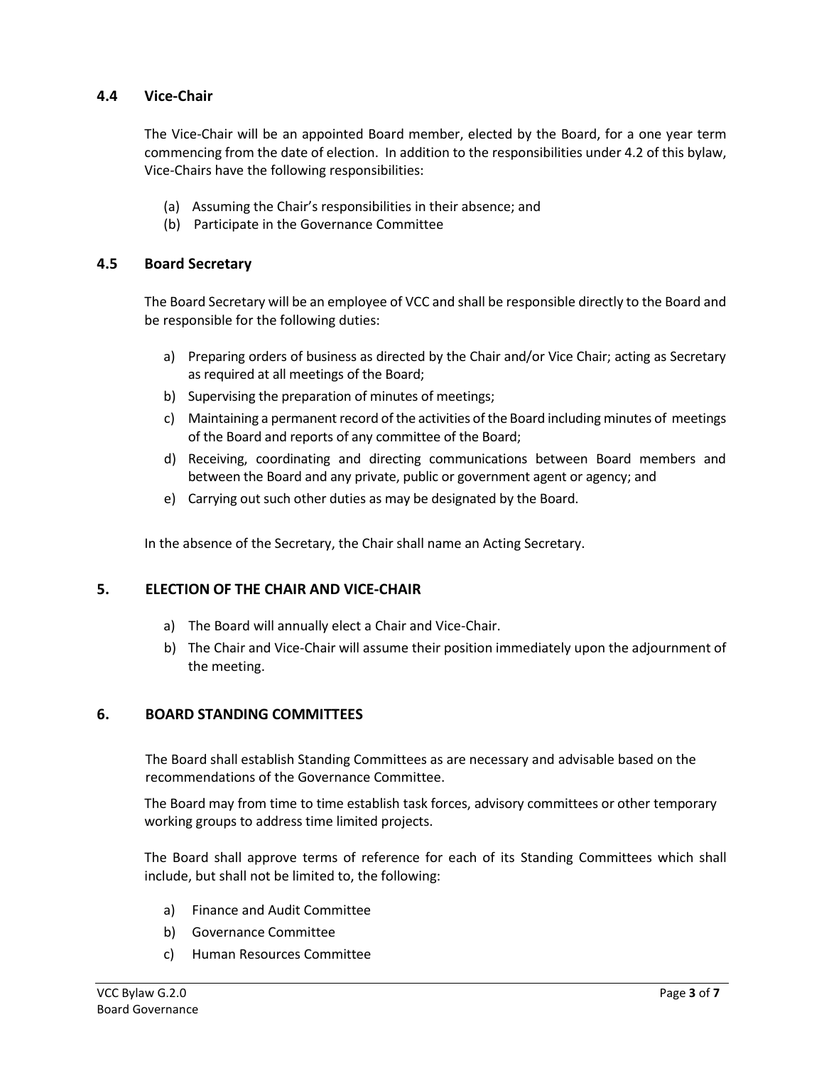### 4.4 Vice-Chair

The Vice-Chair will be an appointed Board member, elected by the Board, for a one year term commencing from the date of election. In addition to the responsibilities under 4.2 of this bylaw, Vice-Chairs have the following responsibilities:

(a) Assuming the Chair's responsibilities in their absence; and
(b) Participate in the Governance Committee

### 4.5 Board Secretary

The Board Secretary will be an employee of VCC and shall be responsible directly to the Board and be responsible for the following duties:

a) Preparing orders of business as directed by the Chair and/or Vice Chair; acting as Secretary as required at all meetings of the Board;
b) Supervising the preparation of minutes of meetings;
c) Maintaining a permanent record of the activities of the Board including minutes of meetings of the Board and reports of any committee of the Board;
d) Receiving, coordinating and directing communications between Board members and between the Board and any private, public or government agent or agency; and
e) Carrying out such other duties as may be designated by the Board.

In the absence of the Secretary, the Chair shall name an Acting Secretary.

## 5. ELECTION OF THE CHAIR AND VICE-CHAIR

a) The Board will annually elect a Chair and Vice-Chair.
b) The Chair and Vice-Chair will assume their position immediately upon the adjournment of the meeting.

## 6. BOARD STANDING COMMITTEES

The Board shall establish Standing Committees as are necessary and advisable based on the recommendations of the Governance Committee.

The Board may from time to time establish task forces, advisory committees or other temporary working groups to address time limited projects.

The Board shall approve terms of reference for each of its Standing Committees which shall include, but shall not be limited to, the following:

a) Finance and Audit Committee
b) Governance Committee
c) Human Resources Committee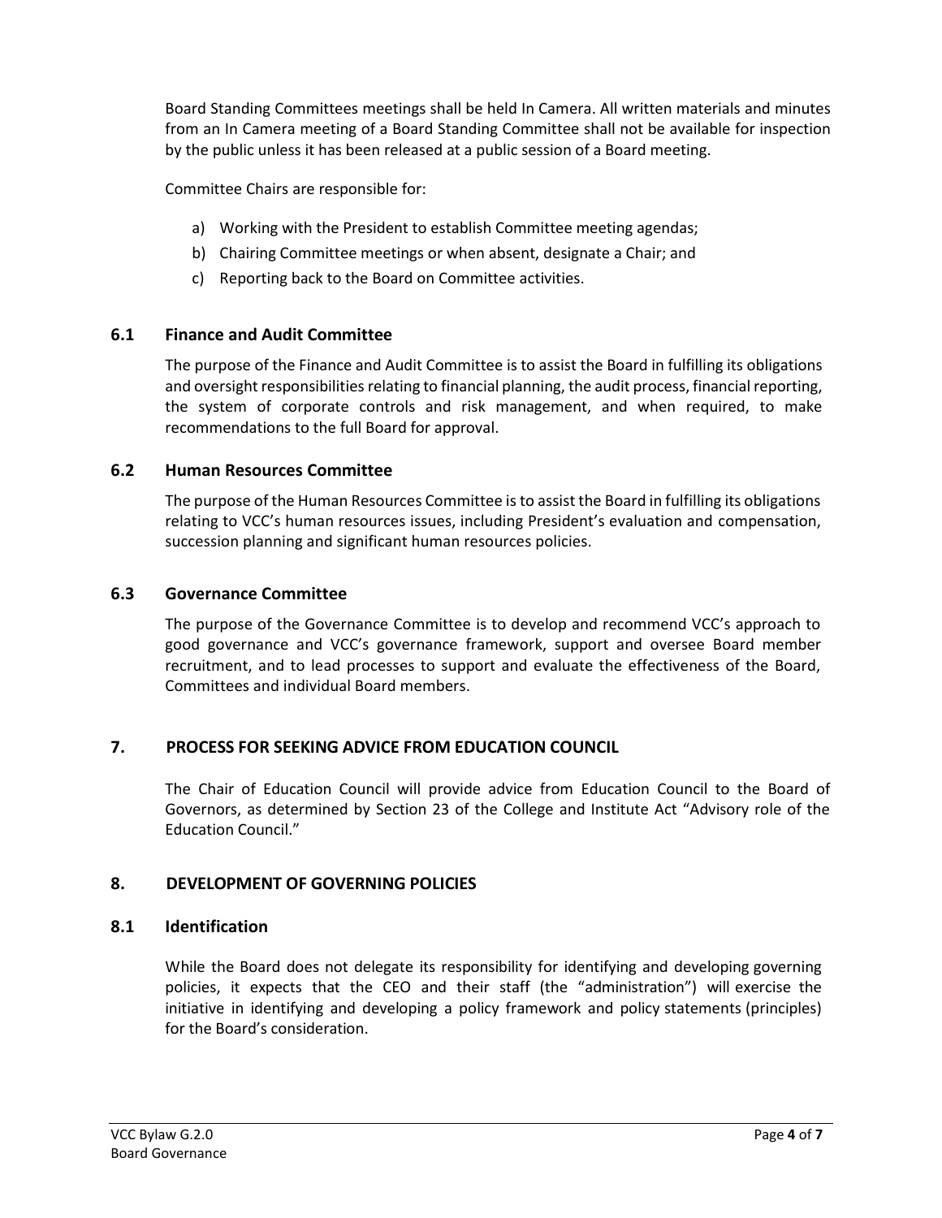Board Standing Committees meetings shall be held In Camera. All written materials and minutes from an In Camera meeting of a Board Standing Committee shall not be available for inspection by the public unless it has been released at a public session of a Board meeting.

Committee Chairs are responsible for:

a) Working with the President to establish Committee meeting agendas;
b) Chairing Committee meetings or when absent, designate a Chair; and
c) Reporting back to the Board on Committee activities.

### 6.1 Finance and Audit Committee

The purpose of the Finance and Audit Committee is to assist the Board in fulfilling its obligations and oversight responsibilities relating to financial planning, the audit process, financial reporting, the system of corporate controls and risk management, and when required, to make recommendations to the full Board for approval.

### 6.2 Human Resources Committee

The purpose of the Human Resources Committee is to assist the Board in fulfilling its obligations relating to VCC's human resources issues, including President's evaluation and compensation, succession planning and significant human resources policies.

### 6.3 Governance Committee

The purpose of the Governance Committee is to develop and recommend VCC's approach to good governance and VCC's governance framework, support and oversee Board member recruitment, and to lead processes to support and evaluate the effectiveness of the Board, Committees and individual Board members.

## 7. PROCESS FOR SEEKING ADVICE FROM EDUCATION COUNCIL

The Chair of Education Council will provide advice from Education Council to the Board of Governors, as determined by Section 23 of the College and Institute Act "Advisory role of the Education Council."

## 8. DEVELOPMENT OF GOVERNING POLICIES

### 8.1 Identification

While the Board does not delegate its responsibility for identifying and developing governing policies, it expects that the CEO and their staff (the "administration") will exercise the initiative in identifying and developing a policy framework and policy statements (principles) for the Board's consideration.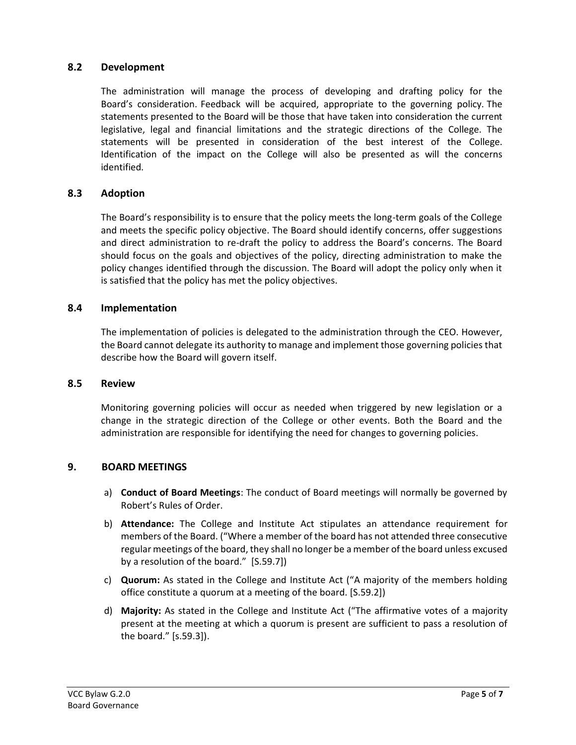### 8.2 Development

The administration will manage the process of developing and drafting policy for the Board's consideration. Feedback will be acquired, appropriate to the governing policy. The statements presented to the Board will be those that have taken into consideration the current legislative, legal and financial limitations and the strategic directions of the College. The statements will be presented in consideration of the best interest of the College. Identification of the impact on the College will also be presented as will the concerns identified.

### 8.3 Adoption

The Board's responsibility is to ensure that the policy meets the long-term goals of the College and meets the specific policy objective. The Board should identify concerns, offer suggestions and direct administration to re-draft the policy to address the Board's concerns. The Board should focus on the goals and objectives of the policy, directing administration to make the policy changes identified through the discussion. The Board will adopt the policy only when it is satisfied that the policy has met the policy objectives.

### 8.4 Implementation

The implementation of policies is delegated to the administration through the CEO. However, the Board cannot delegate its authority to manage and implement those governing policies that describe how the Board will govern itself.

### 8.5 Review

Monitoring governing policies will occur as needed when triggered by new legislation or a change in the strategic direction of the College or other events. Both the Board and the administration are responsible for identifying the need for changes to governing policies.

## 9. BOARD MEETINGS

a) **Conduct of Board Meetings**: The conduct of Board meetings will normally be governed by Robert's Rules of Order.

b) **Attendance:** The College and Institute Act stipulates an attendance requirement for members of the Board. ("Where a member of the board has not attended three consecutive regular meetings of the board, they shall no longer be a member of the board unless excused by a resolution of the board." [S.59.7])

c) **Quorum:** As stated in the College and Institute Act ("A majority of the members holding office constitute a quorum at a meeting of the board. [S.59.2])

d) **Majority:** As stated in the College and Institute Act ("The affirmative votes of a majority present at the meeting at which a quorum is present are sufficient to pass a resolution of the board." [s.59.3]).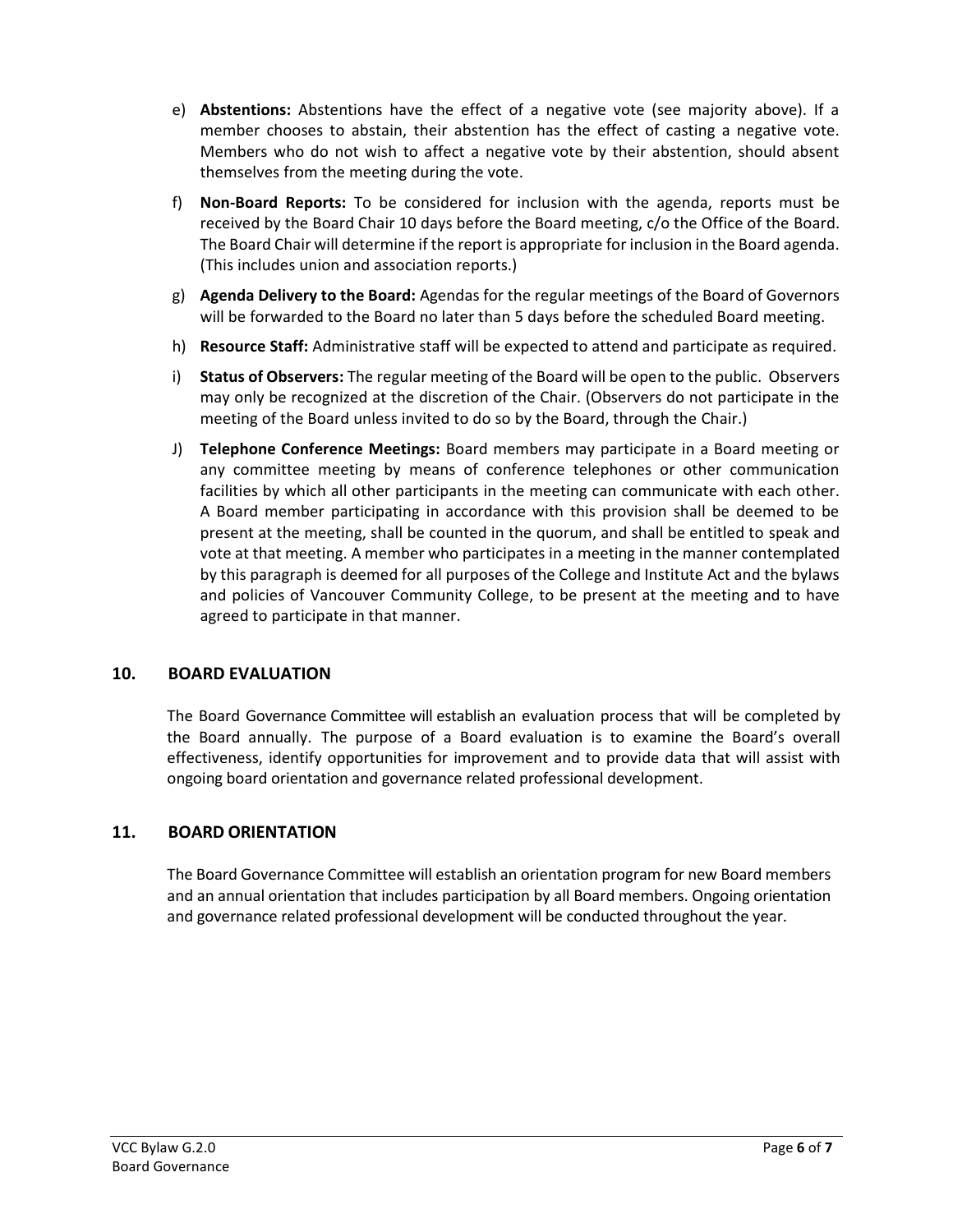e) **Abstentions:** Abstentions have the effect of a negative vote (see majority above). If a member chooses to abstain, their abstention has the effect of casting a negative vote. Members who do not wish to affect a negative vote by their abstention, should absent themselves from the meeting during the vote.

f) **Non-Board Reports:** To be considered for inclusion with the agenda, reports must be received by the Board Chair 10 days before the Board meeting, c/o the Office of the Board. The Board Chair will determine if the report is appropriate for inclusion in the Board agenda. (This includes union and association reports.)

g) **Agenda Delivery to the Board:** Agendas for the regular meetings of the Board of Governors will be forwarded to the Board no later than 5 days before the scheduled Board meeting.

h) **Resource Staff:** Administrative staff will be expected to attend and participate as required.

i) **Status of Observers:** The regular meeting of the Board will be open to the public. Observers may only be recognized at the discretion of the Chair. (Observers do not participate in the meeting of the Board unless invited to do so by the Board, through the Chair.)

J) **Telephone Conference Meetings:** Board members may participate in a Board meeting or any committee meeting by means of conference telephones or other communication facilities by which all other participants in the meeting can communicate with each other. A Board member participating in accordance with this provision shall be deemed to be present at the meeting, shall be counted in the quorum, and shall be entitled to speak and vote at that meeting. A member who participates in a meeting in the manner contemplated by this paragraph is deemed for all purposes of the College and Institute Act and the bylaws and policies of Vancouver Community College, to be present at the meeting and to have agreed to participate in that manner.

## 10. BOARD EVALUATION

The Board Governance Committee will establish an evaluation process that will be completed by the Board annually. The purpose of a Board evaluation is to examine the Board's overall effectiveness, identify opportunities for improvement and to provide data that will assist with ongoing board orientation and governance related professional development.

## 11. BOARD ORIENTATION

The Board Governance Committee will establish an orientation program for new Board members and an annual orientation that includes participation by all Board members. Ongoing orientation and governance related professional development will be conducted throughout the year.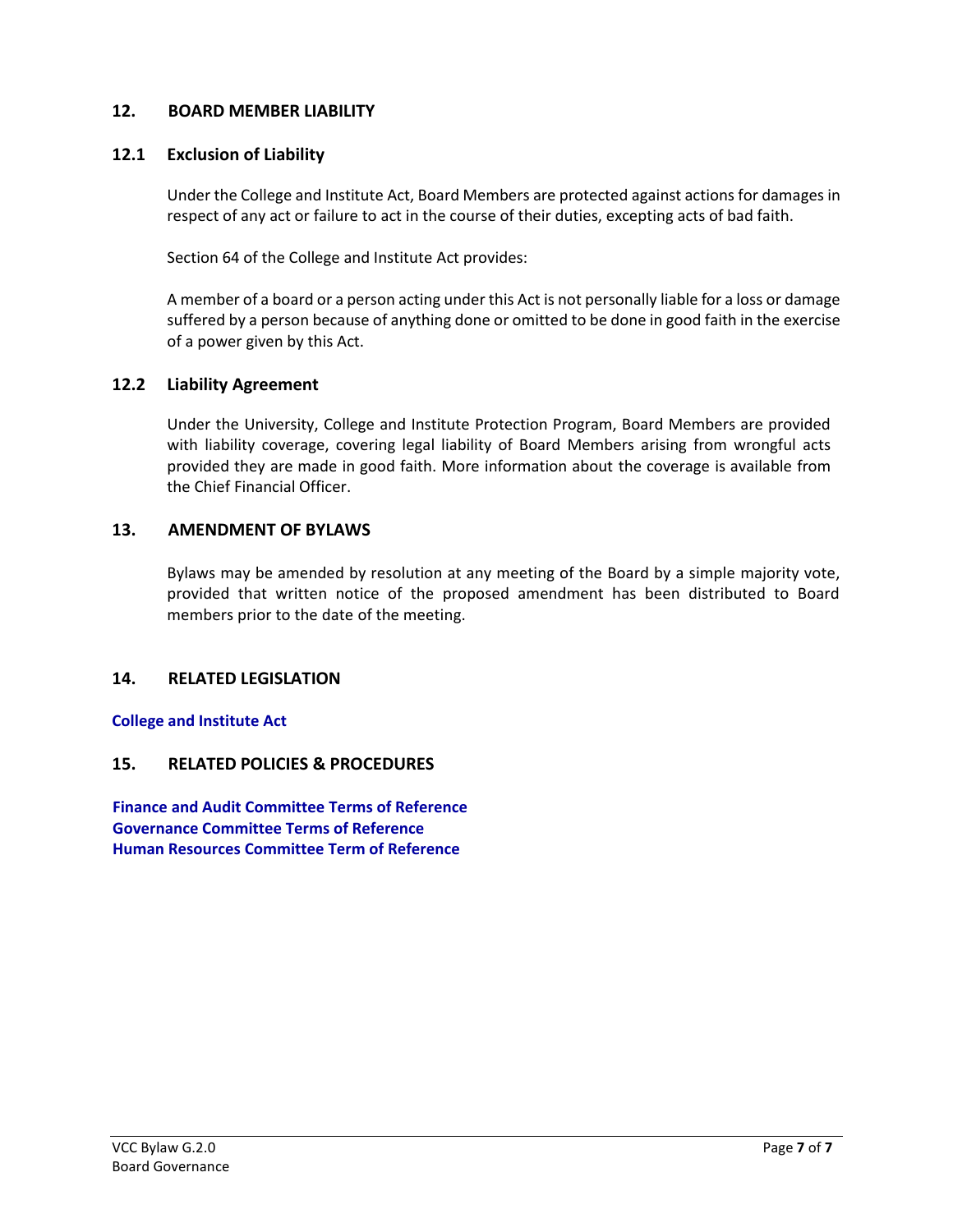## 12. BOARD MEMBER LIABILITY

### 12.1 Exclusion of Liability

Under the College and Institute Act, Board Members are protected against actions for damages in respect of any act or failure to act in the course of their duties, excepting acts of bad faith.

Section 64 of the College and Institute Act provides:

A member of a board or a person acting under this Act is not personally liable for a loss or damage suffered by a person because of anything done or omitted to be done in good faith in the exercise of a power given by this Act.

### 12.2 Liability Agreement

Under the University, College and Institute Protection Program, Board Members are provided with liability coverage, covering legal liability of Board Members arising from wrongful acts provided they are made in good faith. More information about the coverage is available from the Chief Financial Officer.

## 13. AMENDMENT OF BYLAWS

Bylaws may be amended by resolution at any meeting of the Board by a simple majority vote, provided that written notice of the proposed amendment has been distributed to Board members prior to the date of the meeting.

## 14. RELATED LEGISLATION

**College and Institute Act**

## 15. RELATED POLICIES & PROCEDURES

**Finance and Audit Committee Terms of Reference**
**Governance Committee Terms of Reference**
**Human Resources Committee Term of Reference**